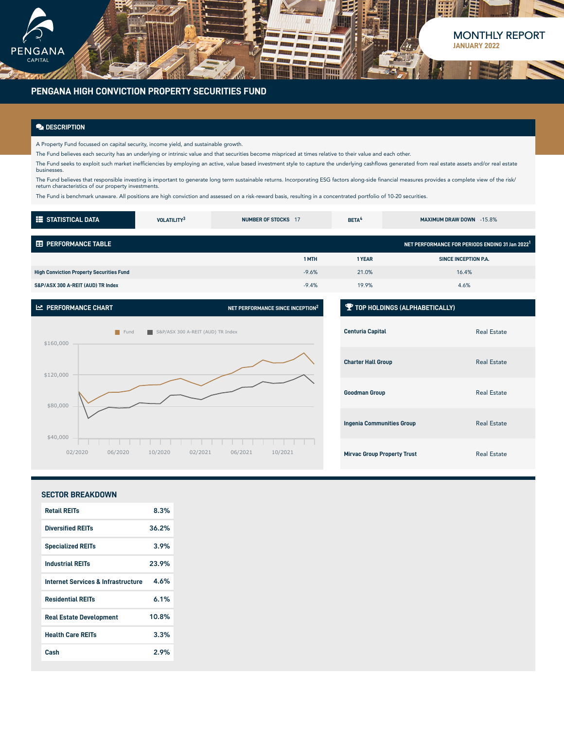PENGANA CAPITAL

# MONTHLY REPORT
JANUARY 2022

## PENGANA HIGH CONVICTION PROPERTY SECURITIES FUND

### DESCRIPTION

A Property Fund focussed on capital security, income yield, and sustainable growth.

The Fund believes each security has an underlying or intrinsic value and that securities become mispriced at times relative to their value and each other.

The Fund seeks to exploit such market inefficiencies by employing an active, value based investment style to capture the underlying cashflows generated from real estate assets and/or real estate businesses.

The Fund believes that responsible investing is important to generate long term sustainable returns. Incorporating ESG factors along-side financial measures provides a complete view of the risk/return characteristics of our property investments.

The Fund is benchmark unaware. All positions are high conviction and assessed on a risk-reward basis, resulting in a concentrated portfolio of 10-20 securities.

### STATISTICAL DATA

| | | | |
|---|---|---|---|
| VOLATILITY[3] | NUMBER OF STOCKS 17 | BETA[4] | MAXIMUM DRAW DOWN -15.8% |

### PERFORMANCE TABLE

NET PERFORMANCE FOR PERIODS ENDING 31 Jan 2022[1]

| | 1 MTH | 1 YEAR | SINCE INCEPTION P.A. |
|---|---|---|---|
| High Conviction Property Securities Fund | -9.6% | 21.0% | 16.4% |
| S&P/ASX 300 A-REIT (AUD) TR Index | -9.4% | 19.9% | 4.6% |

### PERFORMANCE CHART

NET PERFORMANCE SINCE INCEPTION[2]

Fund
S&P/ASX 300 A-REIT (AUD) TR Index
$160,000
$120,000
$80,000
$40,000
02/2020
06/2020
10/2020
02/2021
06/2021
10/2021

### TOP HOLDINGS (ALPHABETICALLY)

| | |
|---|---|
| Centuria Capital | Real Estate |
| Charter Hall Group | Real Estate |
| Goodman Group | Real Estate |
| Ingenia Communities Group | Real Estate |
| Mirvac Group Property Trust | Real Estate |

### SECTOR BREAKDOWN

| | |
|---|---|
| Retail REITs | 8.3% |
| Diversified REITs | 36.2% |
| Specialized REITs | 3.9% |
| Industrial REITs | 23.9% |
| Internet Services & Infrastructure | 4.6% |
| Residential REITs | 6.1% |
| Real Estate Development | 10.8% |
| Health Care REITs | 3.3% |
| Cash | 2.9% |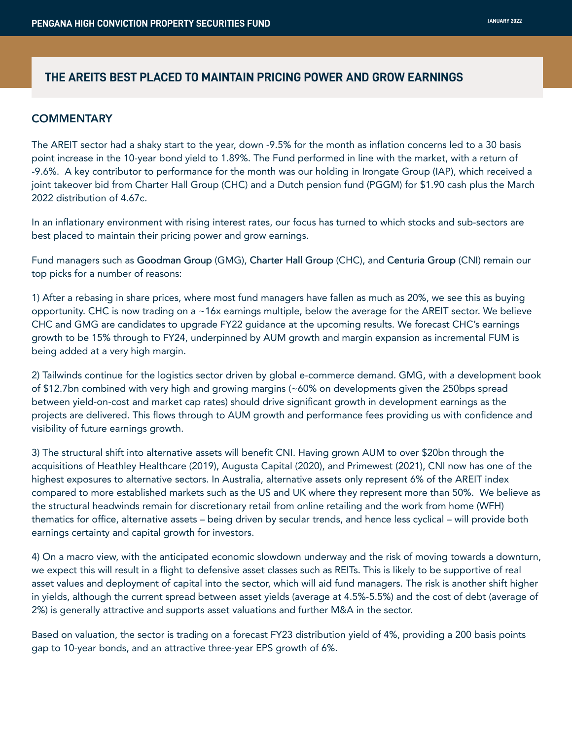# THE AREITS BEST PLACED TO MAINTAIN PRICING POWER AND GROW EARNINGS

## COMMENTARY

The AREIT sector had a shaky start to the year, down -9.5% for the month as inflation concerns led to a 30 basis point increase in the 10-year bond yield to 1.89%. The Fund performed in line with the market, with a return of -9.6%. A key contributor to performance for the month was our holding in Irongate Group (IAP), which received a joint takeover bid from Charter Hall Group (CHC) and a Dutch pension fund (PGGM) for $1.90 cash plus the March 2022 distribution of 4.67c.

In an inflationary environment with rising interest rates, our focus has turned to which stocks and sub-sectors are best placed to maintain their pricing power and grow earnings.

Fund managers such as Goodman Group (GMG), Charter Hall Group (CHC), and Centuria Group (CNI) remain our top picks for a number of reasons:

1) After a rebasing in share prices, where most fund managers have fallen as much as 20%, we see this as buying opportunity. CHC is now trading on a ~16x earnings multiple, below the average for the AREIT sector. We believe CHC and GMG are candidates to upgrade FY22 guidance at the upcoming results. We forecast CHC's earnings growth to be 15% through to FY24, underpinned by AUM growth and margin expansion as incremental FUM is being added at a very high margin.

2) Tailwinds continue for the logistics sector driven by global e-commerce demand. GMG, with a development book of $12.7bn combined with very high and growing margins (~60% on developments given the 250bps spread between yield-on-cost and market cap rates) should drive significant growth in development earnings as the projects are delivered. This flows through to AUM growth and performance fees providing us with confidence and visibility of future earnings growth.

3) The structural shift into alternative assets will benefit CNI. Having grown AUM to over $20bn through the acquisitions of Heathley Healthcare (2019), Augusta Capital (2020), and Primewest (2021), CNI now has one of the highest exposures to alternative sectors. In Australia, alternative assets only represent 6% of the AREIT index compared to more established markets such as the US and UK where they represent more than 50%. We believe as the structural headwinds remain for discretionary retail from online retailing and the work from home (WFH) thematics for office, alternative assets – being driven by secular trends, and hence less cyclical – will provide both earnings certainty and capital growth for investors.

4) On a macro view, with the anticipated economic slowdown underway and the risk of moving towards a downturn, we expect this will result in a flight to defensive asset classes such as REITs. This is likely to be supportive of real asset values and deployment of capital into the sector, which will aid fund managers. The risk is another shift higher in yields, although the current spread between asset yields (average at 4.5%-5.5%) and the cost of debt (average of 2%) is generally attractive and supports asset valuations and further M&A in the sector.

Based on valuation, the sector is trading on a forecast FY23 distribution yield of 4%, providing a 200 basis points gap to 10-year bonds, and an attractive three-year EPS growth of 6%.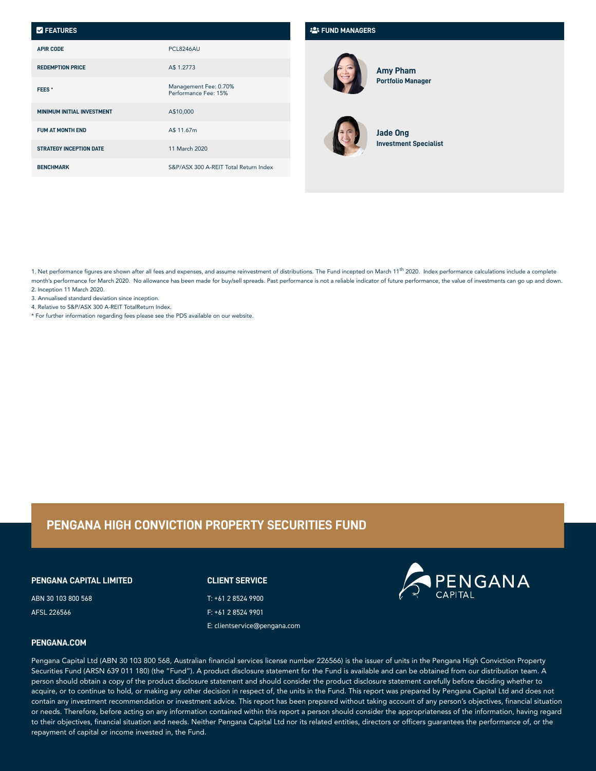## FEATURES

| | |
|---|---|
| **APIR CODE** | PCL8246AU |
| **REDEMPTION PRICE** | A$ 1.2773 |
| **FEES \*** | Management Fee: 0.70%<br>Performance Fee: 15% |
| **MINIMUM INITIAL INVESTMENT** | A$10,000 |
| **FUM AT MONTH END** | A$ 11.67m |
| **STRATEGY INCEPTION DATE** | 11 March 2020 |
| **BENCHMARK** | S&P/ASX 300 A-REIT Total Return Index |

## FUND MANAGERS

**Amy Pham**
**Portfolio Manager**

**Jade Ong**
**Investment Specialist**

1. Net performance figures are shown after all fees and expenses, and assume reinvestment of distributions. The Fund incepted on March 11th 2020. Index performance calculations include a complete month's performance for March 2020. No allowance has been made for buy/sell spreads. Past performance is not a reliable indicator of future performance, the value of investments can go up and down.
2. Inception 11 March 2020.
3. Annualised standard deviation since inception.
4. Relative to S&P/ASX 300 A-REIT TotalReturn Index.

* For further information regarding fees please see the PDS available on our website.

## PENGANA HIGH CONVICTION PROPERTY SECURITIES FUND

**PENGANA CAPITAL LIMITED**

ABN 30 103 800 568

AFSL 226566

**CLIENT SERVICE**

T: +61 2 8524 9900

F: +61 2 8524 9901

E: clientservice@pengana.com

PENGANA CAPITAL

**PENGANA.COM**

Pengana Capital Ltd (ABN 30 103 800 568, Australian financial services license number 226566) is the issuer of units in the Pengana High Conviction Property Securities Fund (ARSN 639 011 180) (the "Fund"). A product disclosure statement for the Fund is available and can be obtained from our distribution team. A person should obtain a copy of the product disclosure statement and should consider the product disclosure statement carefully before deciding whether to acquire, or to continue to hold, or making any other decision in respect of, the units in the Fund. This report was prepared by Pengana Capital Ltd and does not contain any investment recommendation or investment advice. This report has been prepared without taking account of any person's objectives, financial situation or needs. Therefore, before acting on any information contained within this report a person should consider the appropriateness of the information, having regard to their objectives, financial situation and needs. Neither Pengana Capital Ltd nor its related entities, directors or officers guarantees the performance of, or the repayment of capital or income invested in, the Fund.